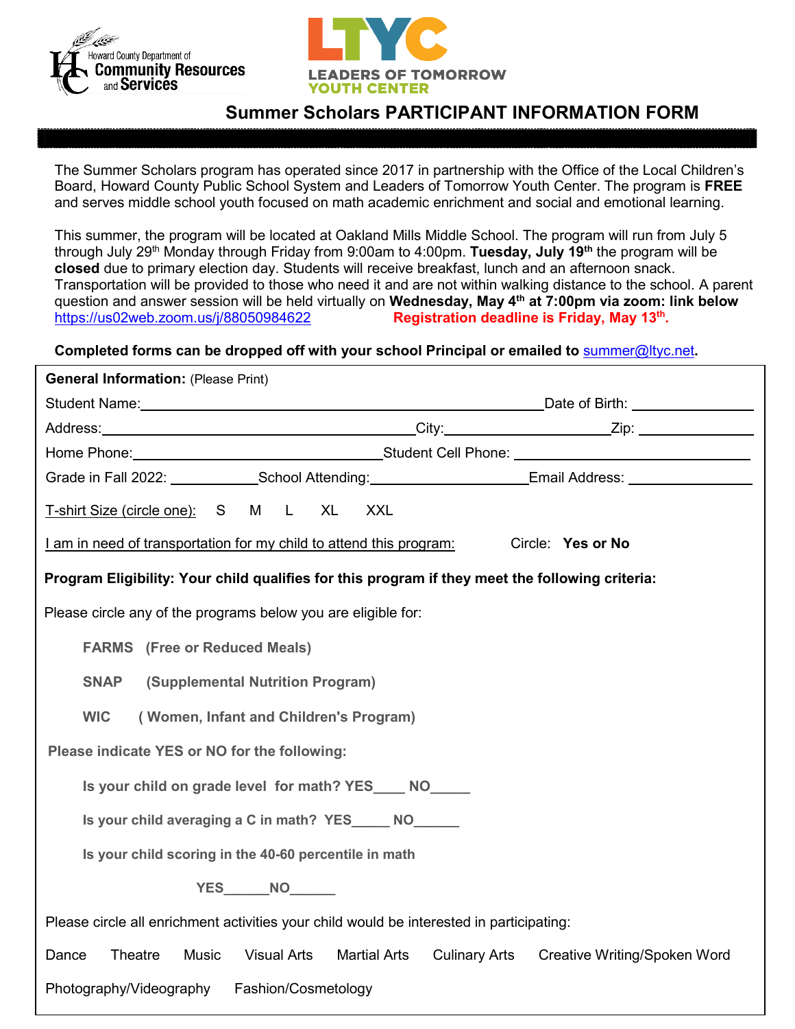Howard County Department of Community Resources and Services

LTYC
LEADERS OF TOMORROW YOUTH CENTER

# Summer Scholars PARTICIPANT INFORMATION FORM

The Summer Scholars program has operated since 2017 in partnership with the Office of the Local Children's Board, Howard County Public School System and Leaders of Tomorrow Youth Center. The program is **FREE** and serves middle school youth focused on math academic enrichment and social and emotional learning.

This summer, the program will be located at Oakland Mills Middle School. The program will run from July 5 through July 29th Monday through Friday from 9:00am to 4:00pm. **Tuesday, July 19th** the program will be **closed** due to primary election day. Students will receive breakfast, lunch and an afternoon snack. Transportation will be provided to those who need it and are not within walking distance to the school. A parent question and answer session will be held virtually on **Wednesday, May 4th at 7:00pm via zoom: link below** https://us02web.zoom.us/j/88050984622 **Registration deadline is Friday, May 13th.**

**Completed forms can be dropped off with your school Principal or emailed to summer@ltyc.net.**

**General Information:** (Please Print)

Student Name: ______________________________ Date of Birth: ______________

Address: ______________________________ City: ______________ Zip: ______________

Home Phone: ______________________ Student Cell Phone: ______________________

Grade in Fall 2022: __________ School Attending: ______________ Email Address: ______________

T-shirt Size (circle one): S M L XL XXL

I am in need of transportation for my child to attend this program: Circle: **Yes or No**

**Program Eligibility: Your child qualifies for this program if they meet the following criteria:**

Please circle any of the programs below you are eligible for:

**FARMS (Free or Reduced Meals)**

**SNAP (Supplemental Nutrition Program)**

**WIC ( Women, Infant and Children's Program)**

**Please indicate YES or NO for the following:**

**Is your child on grade level for math? YES____ NO_____**

**Is your child averaging a C in math? YES_____ NO______**

**Is your child scoring in the 40-60 percentile in math**

**YES______NO______**

Please circle all enrichment activities your child would be interested in participating:

Dance Theatre Music Visual Arts Martial Arts Culinary Arts Creative Writing/Spoken Word

Photography/Videography Fashion/Cosmetology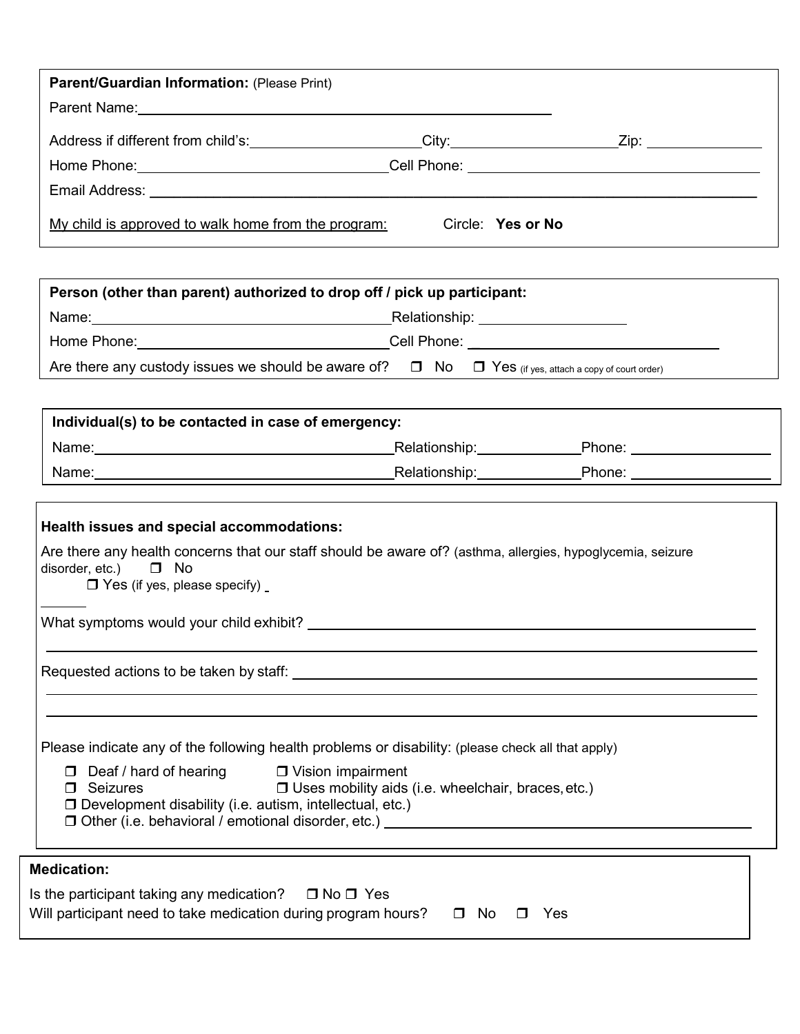**Parent/Guardian Information:** (Please Print)

Parent Name: ______________________________________________

Address if different from child's: ____________________ City: ____________________ Zip: ______________

Home Phone: ____________________________ Cell Phone: ____________________________________

Email Address: ______________________________________________________________________________

My child is approved to walk home from the program: Circle: **Yes or No**

**Person (other than parent) authorized to drop off / pick up participant:**

Name: ____________________________________ Relationship: __________________

Home Phone: ____________________________ Cell Phone: ______________________________

Are there any custody issues we should be aware of? ❒ No ❒ Yes (if yes, attach a copy of court order)

**Individual(s) to be contacted in case of emergency:**

Name: ____________________________________ Relationship: ____________ Phone: _________________

Name: ____________________________________ Relationship: ____________ Phone: _________________

**Health issues and special accommodations:**

Are there any health concerns that our staff should be aware of? (asthma, allergies, hypoglycemia, seizure disorder, etc.) ❒ No

❒ Yes (if yes, please specify) ______

What symptoms would your child exhibit? ______________________________________________________

_______________________________________________________________________________________

Requested actions to be taken by staff: ______________________________________________________

_______________________________________________________________________________________

_______________________________________________________________________________________

Please indicate any of the following health problems or disability: (please check all that apply)

- ❒ Deaf / hard of hearing
- ❒ Vision impairment
- ❒ Seizures
- ❒ Uses mobility aids (i.e. wheelchair, braces, etc.)
- ❒ Development disability (i.e. autism, intellectual, etc.)
- ❒ Other (i.e. behavioral / emotional disorder, etc.) ____________________________________________

**Medication:**

Is the participant taking any medication? ❒ No ❒ Yes

Will participant need to take medication during program hours? ❒ No ❒ Yes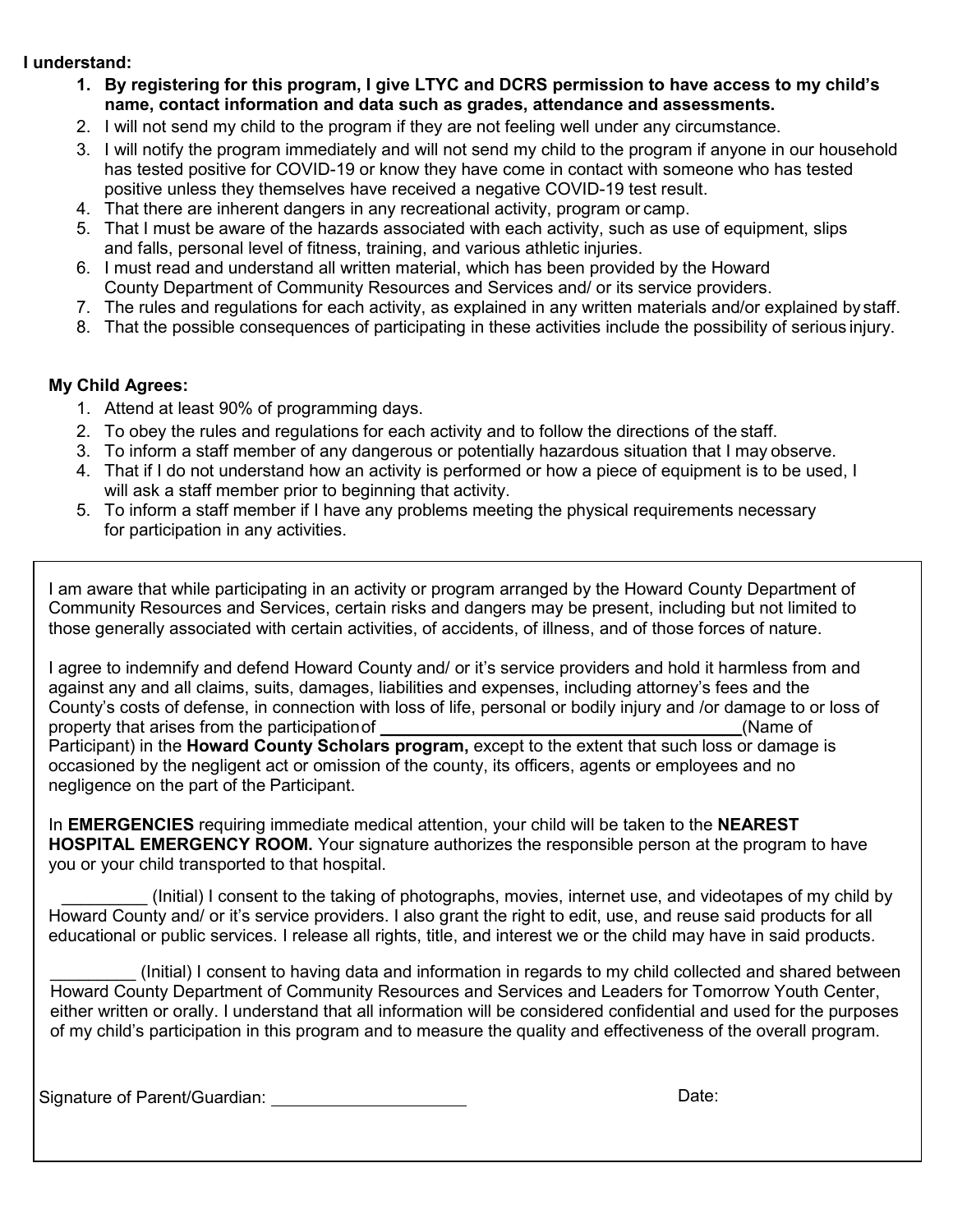**I understand:**

1. **By registering for this program, I give LTYC and DCRS permission to have access to my child's name, contact information and data such as grades, attendance and assessments.**
2. I will not send my child to the program if they are not feeling well under any circumstance.
3. I will notify the program immediately and will not send my child to the program if anyone in our household has tested positive for COVID-19 or know they have come in contact with someone who has tested positive unless they themselves have received a negative COVID-19 test result.
4. That there are inherent dangers in any recreational activity, program or camp.
5. That I must be aware of the hazards associated with each activity, such as use of equipment, slips and falls, personal level of fitness, training, and various athletic injuries.
6. I must read and understand all written material, which has been provided by the Howard County Department of Community Resources and Services and/ or its service providers.
7. The rules and regulations for each activity, as explained in any written materials and/or explained by staff.
8. That the possible consequences of participating in these activities include the possibility of serious injury.

**My Child Agrees:**

1. Attend at least 90% of programming days.
2. To obey the rules and regulations for each activity and to follow the directions of the staff.
3. To inform a staff member of any dangerous or potentially hazardous situation that I may observe.
4. That if I do not understand how an activity is performed or how a piece of equipment is to be used, I will ask a staff member prior to beginning that activity.
5. To inform a staff member if I have any problems meeting the physical requirements necessary for participation in any activities.

I am aware that while participating in an activity or program arranged by the Howard County Department of Community Resources and Services, certain risks and dangers may be present, including but not limited to those generally associated with certain activities, of accidents, of illness, and of those forces of nature.

I agree to indemnify and defend Howard County and/ or it's service providers and hold it harmless from and against any and all claims, suits, damages, liabilities and expenses, including attorney's fees and the County's costs of defense, in connection with loss of life, personal or bodily injury and /or damage to or loss of property that arises from the participation of ________________________________(Name of Participant) in the **Howard County Scholars program,** except to the extent that such loss or damage is occasioned by the negligent act or omission of the county, its officers, agents or employees and no negligence on the part of the Participant.

In **EMERGENCIES** requiring immediate medical attention, your child will be taken to the **NEAREST HOSPITAL EMERGENCY ROOM.** Your signature authorizes the responsible person at the program to have you or your child transported to that hospital.

_________ (Initial) I consent to the taking of photographs, movies, internet use, and videotapes of my child by Howard County and/ or it's service providers. I also grant the right to edit, use, and reuse said products for all educational or public services. I release all rights, title, and interest we or the child may have in said products.

_________ (Initial) I consent to having data and information in regards to my child collected and shared between Howard County Department of Community Resources and Services and Leaders for Tomorrow Youth Center, either written or orally. I understand that all information will be considered confidential and used for the purposes of my child's participation in this program and to measure the quality and effectiveness of the overall program.

Signature of Parent/Guardian: ____________________ Date: